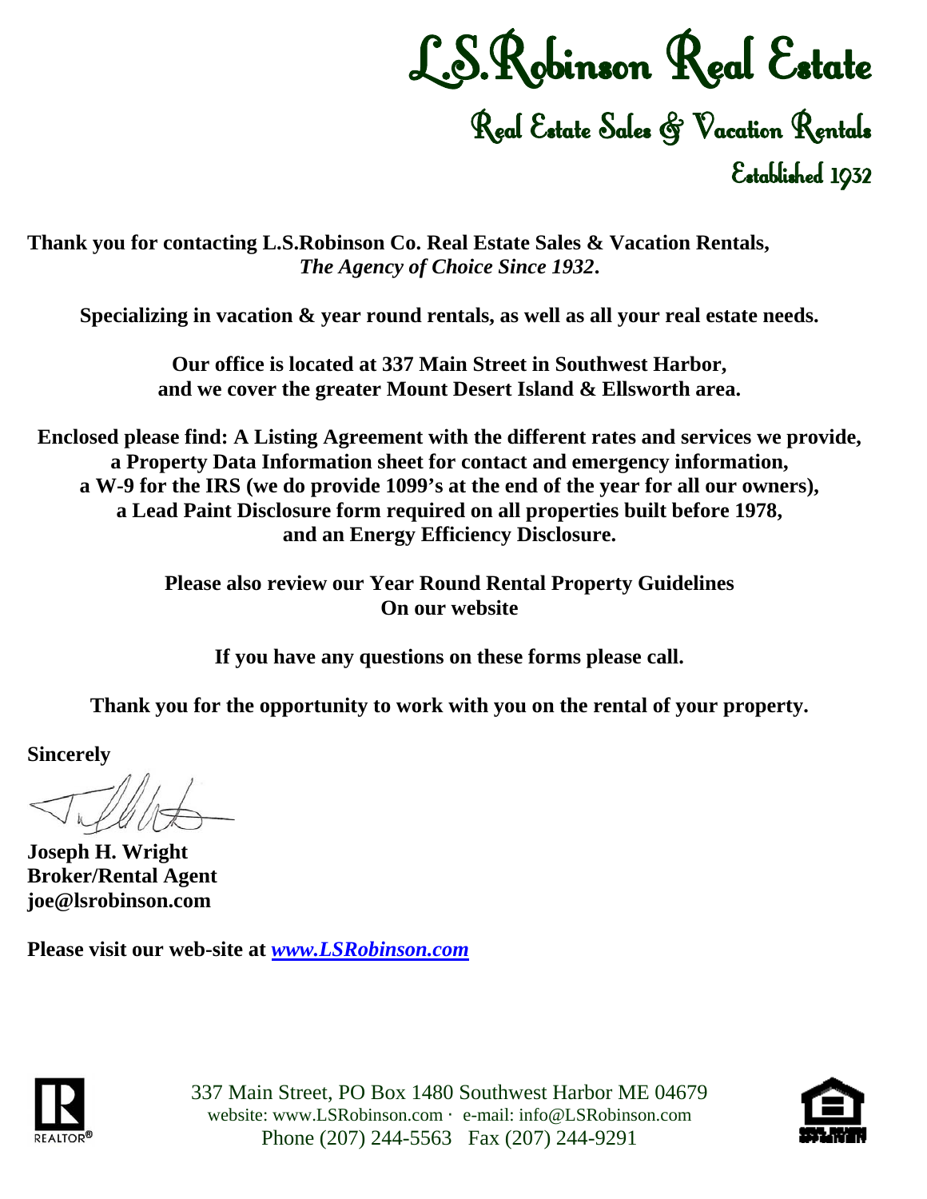# L.S.Robinson Real Estate

## Real Estate Sales & Vacation Rentals

### Established 1932

**Thank you for contacting L.S.Robinson Co. Real Estate Sales & Vacation Rentals,** ***The Agency of Choice Since 1932*****.**

**Specializing in vacation & year round rentals, as well as all your real estate needs.**

**Our office is located at 337 Main Street in Southwest Harbor, and we cover the greater Mount Desert Island & Ellsworth area.**

**Enclosed please find: A Listing Agreement with the different rates and services we provide, a Property Data Information sheet for contact and emergency information, a W-9 for the IRS (we do provide 1099's at the end of the year for all our owners), a Lead Paint Disclosure form required on all properties built before 1978, and an Energy Efficiency Disclosure.**

**Please also review our Year Round Rental Property Guidelines On our website**

**If you have any questions on these forms please call.**

**Thank you for the opportunity to work with you on the rental of your property.**

**Sincerely**

**Joseph H. Wright**
**Broker/Rental Agent**
**joe@lsrobinson.com**

**Please visit our web-site at** ***[www.LSRobinson.com](http://www.LSRobinson.com)***

337 Main Street, PO Box 1480 Southwest Harbor ME 04679
website: www.LSRobinson.com · e-mail: info@LSRobinson.com
Phone (207) 244-5563 Fax (207) 244-9291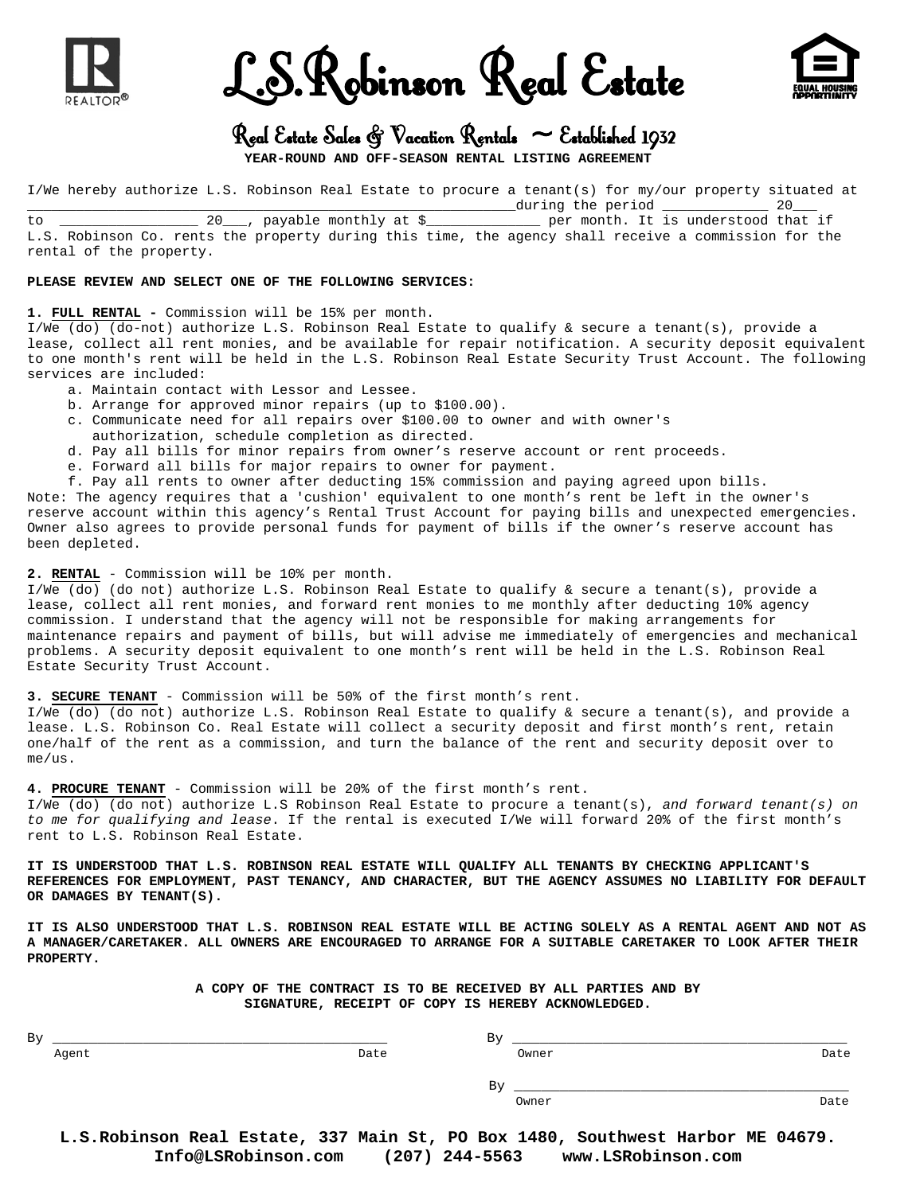# L.S.Robinson Real Estate

## Real Estate Sales & Vacation Rentals ~ Established 1932

**YEAR-ROUND AND OFF-SEASON RENTAL LISTING AGREEMENT**

I/We hereby authorize L.S. Robinson Real Estate to procure a tenant(s) for my/our property situated at _____________________________________________________________during the period _____________ 20___ to _________________ 20___, payable monthly at $______________ per month. It is understood that if L.S. Robinson Co. rents the property during this time, the agency shall receive a commission for the rental of the property.

**PLEASE REVIEW AND SELECT ONE OF THE FOLLOWING SERVICES:**

**1. FULL RENTAL -** Commission will be 15% per month.
I/We (do) (do-not) authorize L.S. Robinson Real Estate to qualify & secure a tenant(s), provide a lease, collect all rent monies, and be available for repair notification. A security deposit equivalent to one month's rent will be held in the L.S. Robinson Real Estate Security Trust Account. The following services are included:

a. Maintain contact with Lessor and Lessee.
b. Arrange for approved minor repairs (up to $100.00).
c. Communicate need for all repairs over $100.00 to owner and with owner's authorization, schedule completion as directed.
d. Pay all bills for minor repairs from owner's reserve account or rent proceeds.
e. Forward all bills for major repairs to owner for payment.
f. Pay all rents to owner after deducting 15% commission and paying agreed upon bills.

Note: The agency requires that a 'cushion' equivalent to one month's rent be left in the owner's reserve account within this agency's Rental Trust Account for paying bills and unexpected emergencies. Owner also agrees to provide personal funds for payment of bills if the owner's reserve account has been depleted.

**2. RENTAL** - Commission will be 10% per month.
I/We (do) (do not) authorize L.S. Robinson Real Estate to qualify & secure a tenant(s), provide a lease, collect all rent monies, and forward rent monies to me monthly after deducting 10% agency commission. I understand that the agency will not be responsible for making arrangements for maintenance repairs and payment of bills, but will advise me immediately of emergencies and mechanical problems. A security deposit equivalent to one month's rent will be held in the L.S. Robinson Real Estate Security Trust Account.

**3. SECURE TENANT** - Commission will be 50% of the first month's rent.
I/We (do) (do not) authorize L.S. Robinson Real Estate to qualify & secure a tenant(s), and provide a lease. L.S. Robinson Co. Real Estate will collect a security deposit and first month's rent, retain one/half of the rent as a commission, and turn the balance of the rent and security deposit over to me/us.

**4. PROCURE TENANT** - Commission will be 20% of the first month's rent.
I/We (do) (do not) authorize L.S Robinson Real Estate to procure a tenant(s), *and forward tenant(s) on to me for qualifying and lease*. If the rental is executed I/We will forward 20% of the first month's rent to L.S. Robinson Real Estate.

**IT IS UNDERSTOOD THAT L.S. ROBINSON REAL ESTATE WILL QUALIFY ALL TENANTS BY CHECKING APPLICANT'S REFERENCES FOR EMPLOYMENT, PAST TENANCY, AND CHARACTER, BUT THE AGENCY ASSUMES NO LIABILITY FOR DEFAULT OR DAMAGES BY TENANT(S).**

**IT IS ALSO UNDERSTOOD THAT L.S. ROBINSON REAL ESTATE WILL BE ACTING SOLELY AS A RENTAL AGENT AND NOT AS A MANAGER/CARETAKER. ALL OWNERS ARE ENCOURAGED TO ARRANGE FOR A SUITABLE CARETAKER TO LOOK AFTER THEIR PROPERTY.**

**A COPY OF THE CONTRACT IS TO BE RECEIVED BY ALL PARTIES AND BY SIGNATURE, RECEIPT OF COPY IS HEREBY ACKNOWLEDGED.**

By ___________________________________________
Agent Date

By ___________________________________________
Owner Date

By ___________________________________________
Owner Date

**L.S.Robinson Real Estate, 337 Main St, PO Box 1480, Southwest Harbor ME 04679.**
**Info@LSRobinson.com (207) 244-5563 www.LSRobinson.com**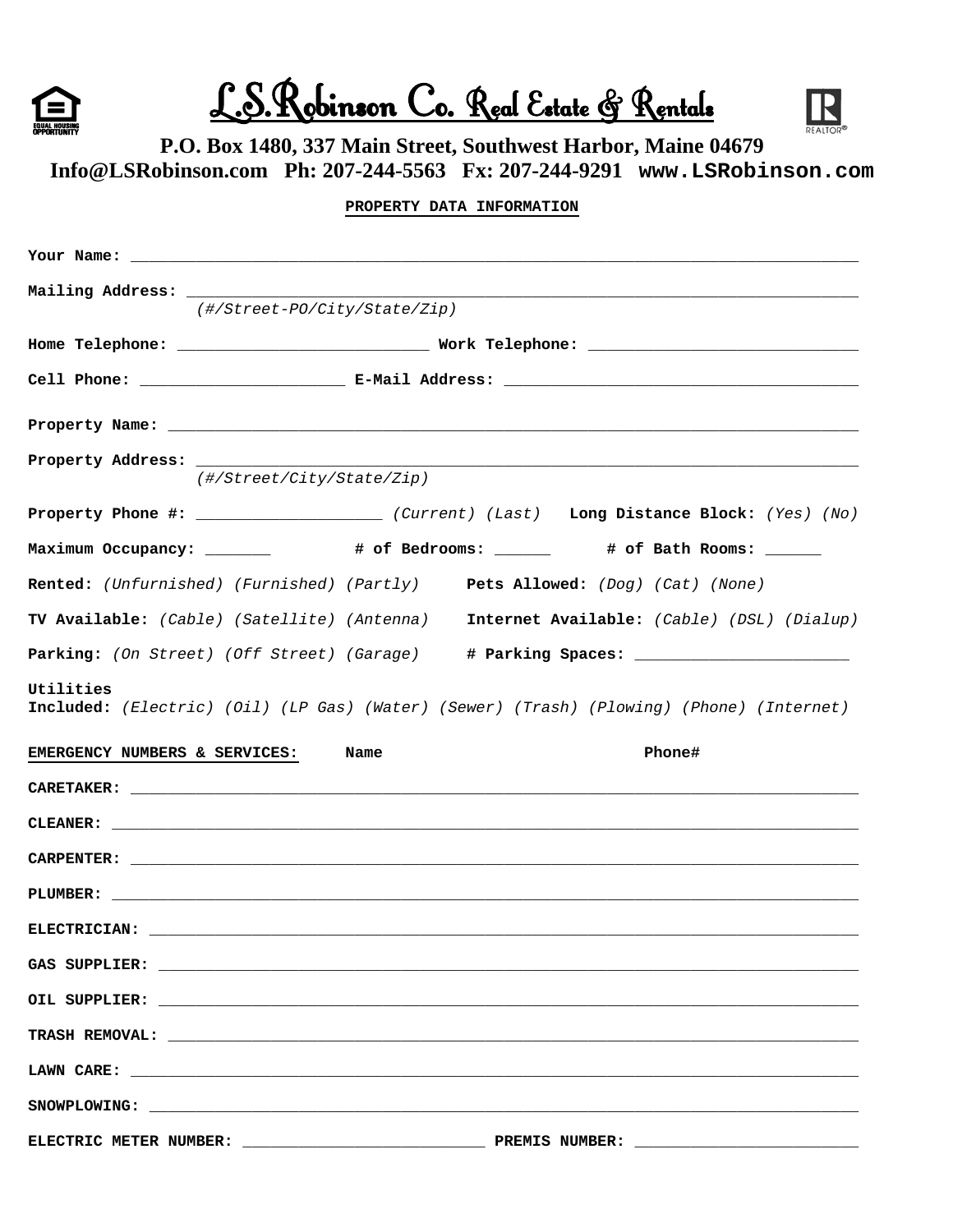# L.S.Robinson Co. Real Estate & Rentals

**P.O. Box 1480, 337 Main Street, Southwest Harbor, Maine 04679**

**Info@LSRobinson.com Ph: 207-244-5563 Fx: 207-244-9291 www.LSRobinson.com**

**PROPERTY DATA INFORMATION**

**Your Name:** ____________________________________________________________________________

**Mailing Address:** ______________________________________________________________________
*(#/Street-PO/City/State/Zip)*

**Home Telephone:** ___________________________ **Work Telephone:** _____________________________

**Cell Phone:** ______________________ **E-Mail Address:** _______________________________________

**Property Name:** ________________________________________________________________________

**Property Address:** _____________________________________________________________________
*(#/Street/City/State/Zip)*

**Property Phone #:** ____________________ *(Current) (Last)* **Long Distance Block:** *(Yes) (No)*

**Maximum Occupancy:** _______ **# of Bedrooms:** ______ **# of Bath Rooms:** ______

**Rented:** *(Unfurnished) (Furnished) (Partly)* **Pets Allowed:** *(Dog) (Cat) (None)*

**TV Available:** *(Cable) (Satellite) (Antenna)* **Internet Available:** *(Cable) (DSL) (Dialup)*

**Parking:** *(On Street) (Off Street) (Garage)* **# Parking Spaces:** _______________________

**Utilities Included:** *(Electric) (Oil) (LP Gas) (Water) (Sewer) (Trash) (Plowing) (Phone) (Internet)*

**EMERGENCY NUMBERS & SERVICES:** **Name** **Phone#**

**CARETAKER:** ____________________________________________________________________________

**CLEANER:** ______________________________________________________________________________

**CARPENTER:** ____________________________________________________________________________

**PLUMBER:** ______________________________________________________________________________

**ELECTRICIAN:** __________________________________________________________________________

**GAS SUPPLIER:** _________________________________________________________________________

**OIL SUPPLIER:** _________________________________________________________________________

**TRASH REMOVAL:** ________________________________________________________________________

**LAWN CARE:** ____________________________________________________________________________

**SNOWPLOWING:** __________________________________________________________________________

**ELECTRIC METER NUMBER:** __________________________ **PREMIS NUMBER:** ________________________